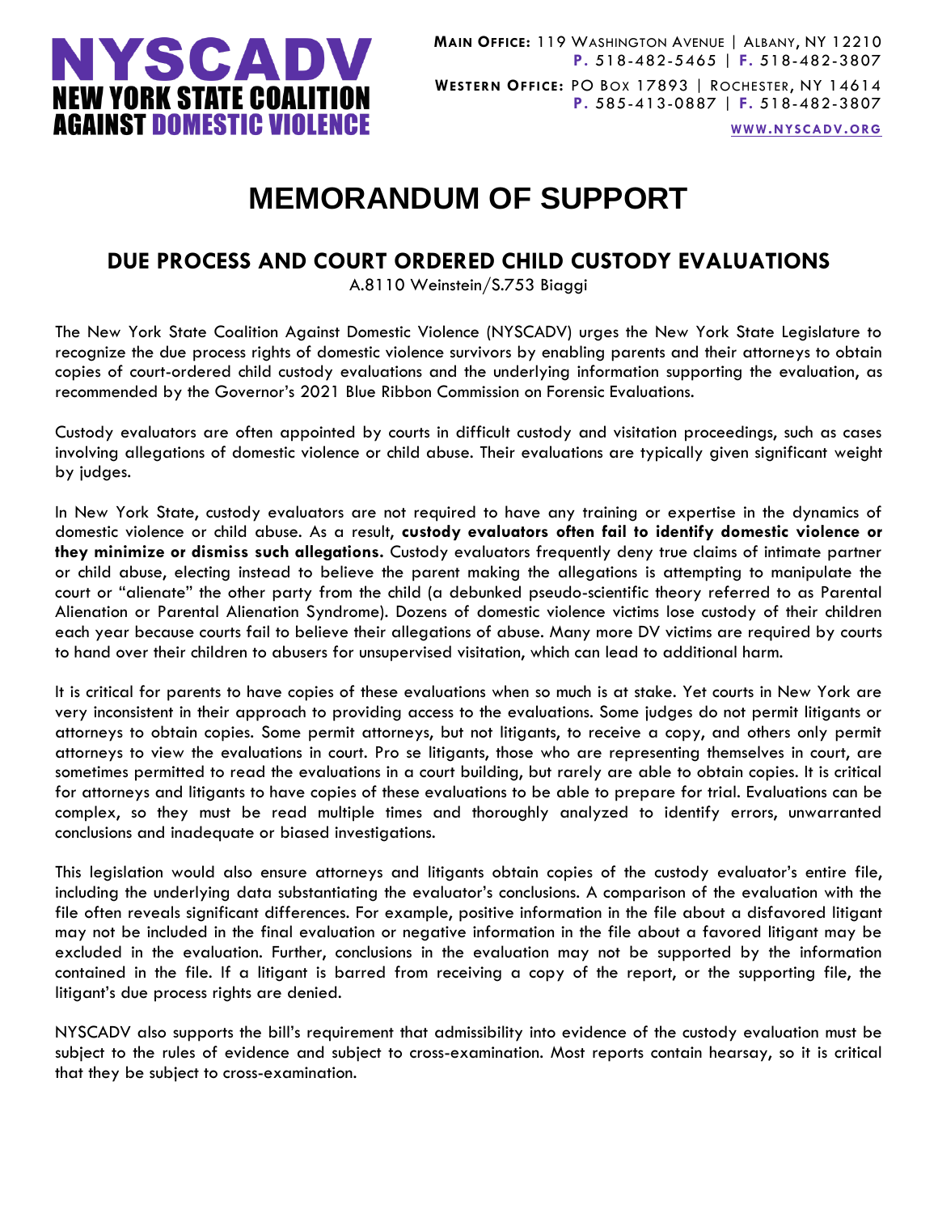# NYSCADV
**NEW YORK STATE COALITION AGAINST DOMESTIC VIOLENCE**

**MAIN OFFICE:** 119 WASHINGTON AVENUE | ALBANY, NY 12210
**P.** 518-482-5465 | **F.** 518-482-3807

**WESTERN OFFICE:** PO BOX 17893 | ROCHESTER, NY 14614
**P.** 585-413-0887 | **F.** 518-482-3807

WWW.NYSCADV.ORG

# MEMORANDUM OF SUPPORT

## DUE PROCESS AND COURT ORDERED CHILD CUSTODY EVALUATIONS

A.8110 Weinstein/S.753 Biaggi

The New York State Coalition Against Domestic Violence (NYSCADV) urges the New York State Legislature to recognize the due process rights of domestic violence survivors by enabling parents and their attorneys to obtain copies of court-ordered child custody evaluations and the underlying information supporting the evaluation, as recommended by the Governor's 2021 Blue Ribbon Commission on Forensic Evaluations.

Custody evaluators are often appointed by courts in difficult custody and visitation proceedings, such as cases involving allegations of domestic violence or child abuse. Their evaluations are typically given significant weight by judges.

In New York State, custody evaluators are not required to have any training or expertise in the dynamics of domestic violence or child abuse. As a result, **custody evaluators often fail to identify domestic violence or they minimize or dismiss such allegations.** Custody evaluators frequently deny true claims of intimate partner or child abuse, electing instead to believe the parent making the allegations is attempting to manipulate the court or "alienate" the other party from the child (a debunked pseudo-scientific theory referred to as Parental Alienation or Parental Alienation Syndrome). Dozens of domestic violence victims lose custody of their children each year because courts fail to believe their allegations of abuse. Many more DV victims are required by courts to hand over their children to abusers for unsupervised visitation, which can lead to additional harm.

It is critical for parents to have copies of these evaluations when so much is at stake. Yet courts in New York are very inconsistent in their approach to providing access to the evaluations. Some judges do not permit litigants or attorneys to obtain copies. Some permit attorneys, but not litigants, to receive a copy, and others only permit attorneys to view the evaluations in court. Pro se litigants, those who are representing themselves in court, are sometimes permitted to read the evaluations in a court building, but rarely are able to obtain copies. It is critical for attorneys and litigants to have copies of these evaluations to be able to prepare for trial. Evaluations can be complex, so they must be read multiple times and thoroughly analyzed to identify errors, unwarranted conclusions and inadequate or biased investigations.

This legislation would also ensure attorneys and litigants obtain copies of the custody evaluator's entire file, including the underlying data substantiating the evaluator's conclusions. A comparison of the evaluation with the file often reveals significant differences. For example, positive information in the file about a disfavored litigant may not be included in the final evaluation or negative information in the file about a favored litigant may be excluded in the evaluation. Further, conclusions in the evaluation may not be supported by the information contained in the file. If a litigant is barred from receiving a copy of the report, or the supporting file, the litigant's due process rights are denied.

NYSCADV also supports the bill's requirement that admissibility into evidence of the custody evaluation must be subject to the rules of evidence and subject to cross-examination. Most reports contain hearsay, so it is critical that they be subject to cross-examination.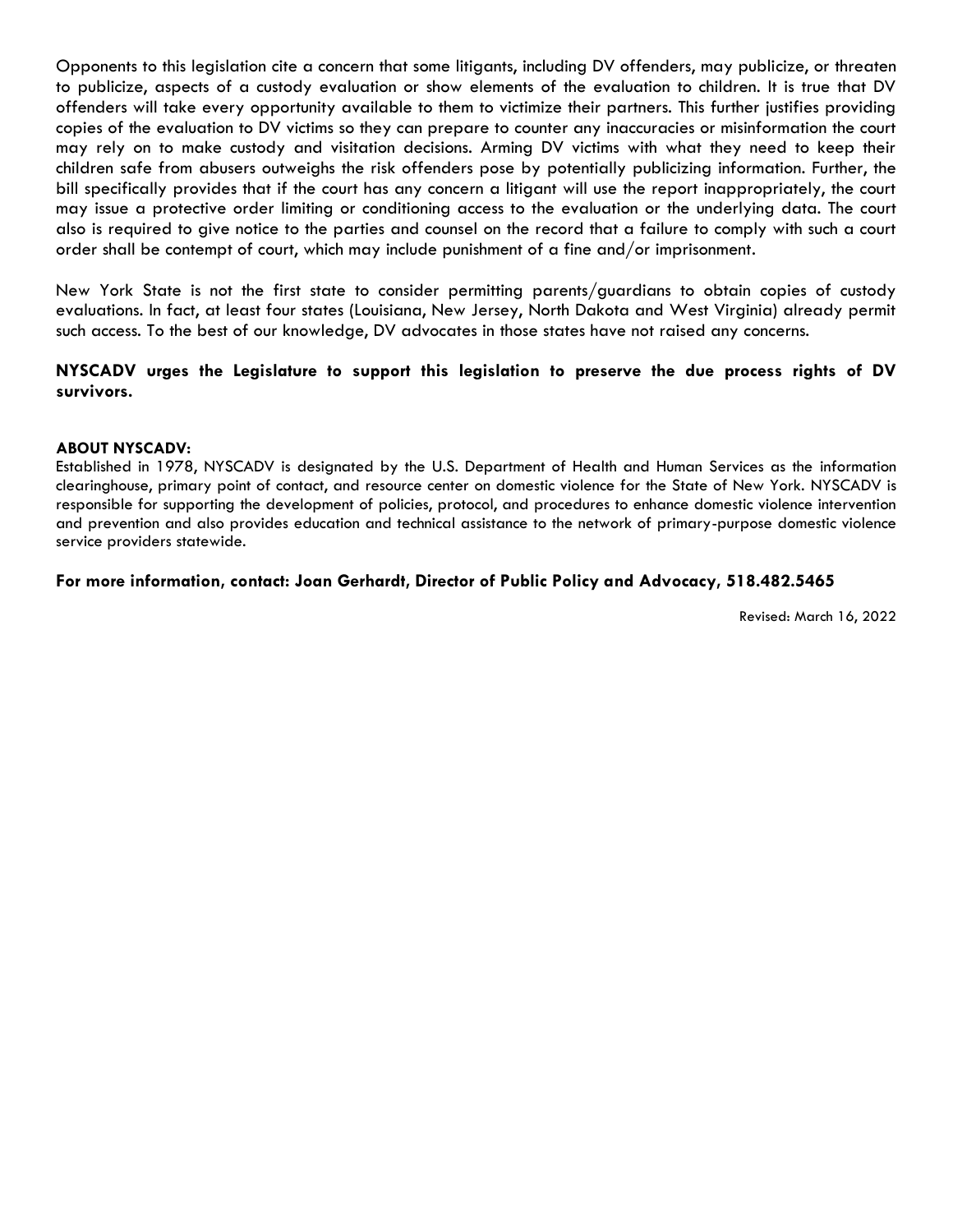Opponents to this legislation cite a concern that some litigants, including DV offenders, may publicize, or threaten to publicize, aspects of a custody evaluation or show elements of the evaluation to children. It is true that DV offenders will take every opportunity available to them to victimize their partners. This further justifies providing copies of the evaluation to DV victims so they can prepare to counter any inaccuracies or misinformation the court may rely on to make custody and visitation decisions. Arming DV victims with what they need to keep their children safe from abusers outweighs the risk offenders pose by potentially publicizing information. Further, the bill specifically provides that if the court has any concern a litigant will use the report inappropriately, the court may issue a protective order limiting or conditioning access to the evaluation or the underlying data. The court also is required to give notice to the parties and counsel on the record that a failure to comply with such a court order shall be contempt of court, which may include punishment of a fine and/or imprisonment.

New York State is not the first state to consider permitting parents/guardians to obtain copies of custody evaluations. In fact, at least four states (Louisiana, New Jersey, North Dakota and West Virginia) already permit such access. To the best of our knowledge, DV advocates in those states have not raised any concerns.

**NYSCADV urges the Legislature to support this legislation to preserve the due process rights of DV survivors.**

**ABOUT NYSCADV:**

Established in 1978, NYSCADV is designated by the U.S. Department of Health and Human Services as the information clearinghouse, primary point of contact, and resource center on domestic violence for the State of New York. NYSCADV is responsible for supporting the development of policies, protocol, and procedures to enhance domestic violence intervention and prevention and also provides education and technical assistance to the network of primary-purpose domestic violence service providers statewide.

**For more information, contact: Joan Gerhardt, Director of Public Policy and Advocacy, 518.482.5465**

Revised: March 16, 2022